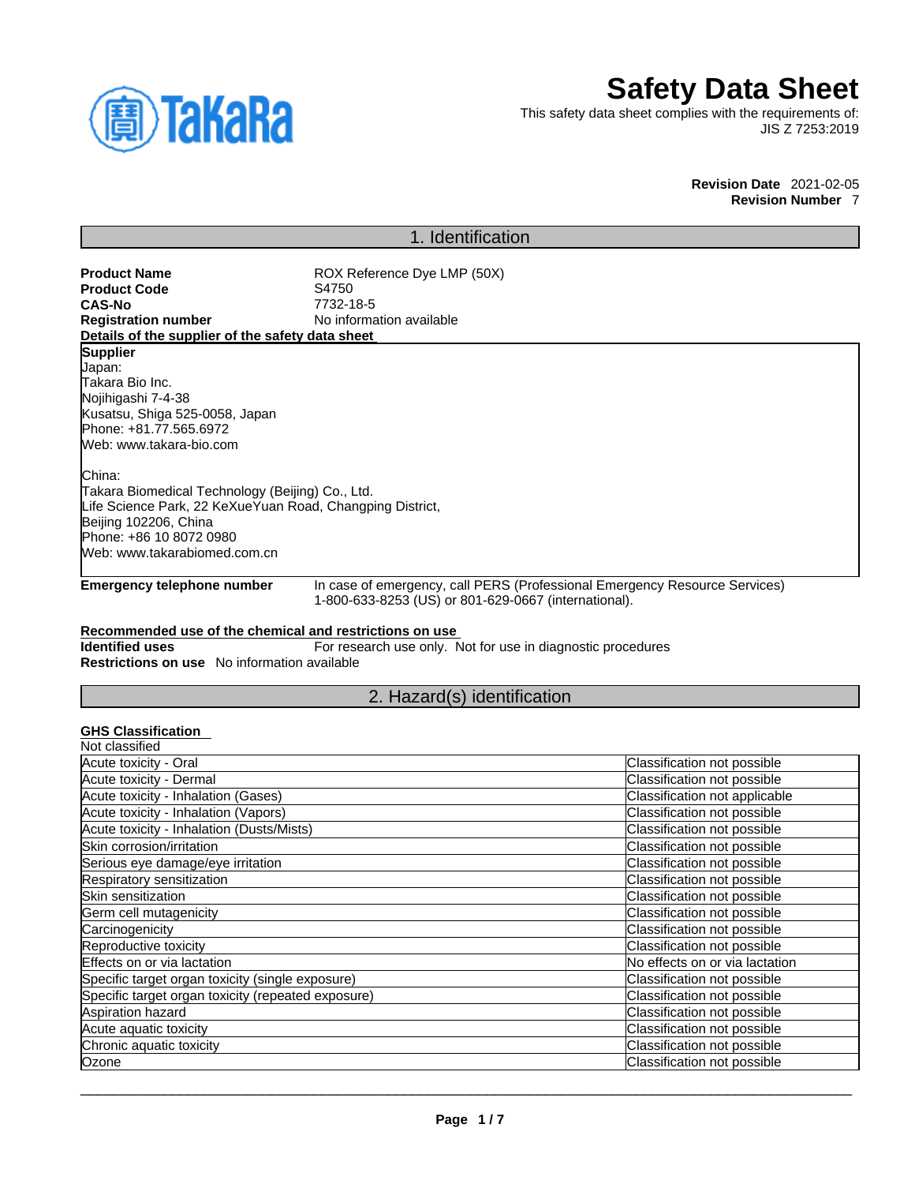# Safety Data Sheet

This safety data sheet complies with the requirements of:
JIS Z 7253:2019

**Revision Date** 2021-02-05
**Revision Number** 7

## 1. Identification

**Product Name** ROX Reference Dye LMP (50X)
**Product Code** S4750
**CAS-No** 7732-18-5
**Registration number** No information available

**Details of the supplier of the safety data sheet**

**Supplier**
Japan:
Takara Bio Inc.
Nojihigashi 7-4-38
Kusatsu, Shiga 525-0058, Japan
Phone: +81.77.565.6972
Web: www.takara-bio.com

China:
Takara Biomedical Technology (Beijing) Co., Ltd.
Life Science Park, 22 KeXueYuan Road, Changping District,
Beijing 102206, China
Phone: +86 10 8072 0980
Web: www.takarabiomed.com.cn

**Emergency telephone number** In case of emergency, call PERS (Professional Emergency Resource Services) 1-800-633-8253 (US) or 801-629-0667 (international).

**Recommended use of the chemical and restrictions on use**
**Identified uses** For research use only. Not for use in diagnostic procedures
**Restrictions on use** No information available

## 2. Hazard(s) identification

**GHS Classification**
Not classified

| | |
|---|---|
| Acute toxicity - Oral | Classification not possible |
| Acute toxicity - Dermal | Classification not possible |
| Acute toxicity - Inhalation (Gases) | Classification not applicable |
| Acute toxicity - Inhalation (Vapors) | Classification not possible |
| Acute toxicity - Inhalation (Dusts/Mists) | Classification not possible |
| Skin corrosion/irritation | Classification not possible |
| Serious eye damage/eye irritation | Classification not possible |
| Respiratory sensitization | Classification not possible |
| Skin sensitization | Classification not possible |
| Germ cell mutagenicity | Classification not possible |
| Carcinogenicity | Classification not possible |
| Reproductive toxicity | Classification not possible |
| Effects on or via lactation | No effects on or via lactation |
| Specific target organ toxicity (single exposure) | Classification not possible |
| Specific target organ toxicity (repeated exposure) | Classification not possible |
| Aspiration hazard | Classification not possible |
| Acute aquatic toxicity | Classification not possible |
| Chronic aquatic toxicity | Classification not possible |
| Ozone | Classification not possible |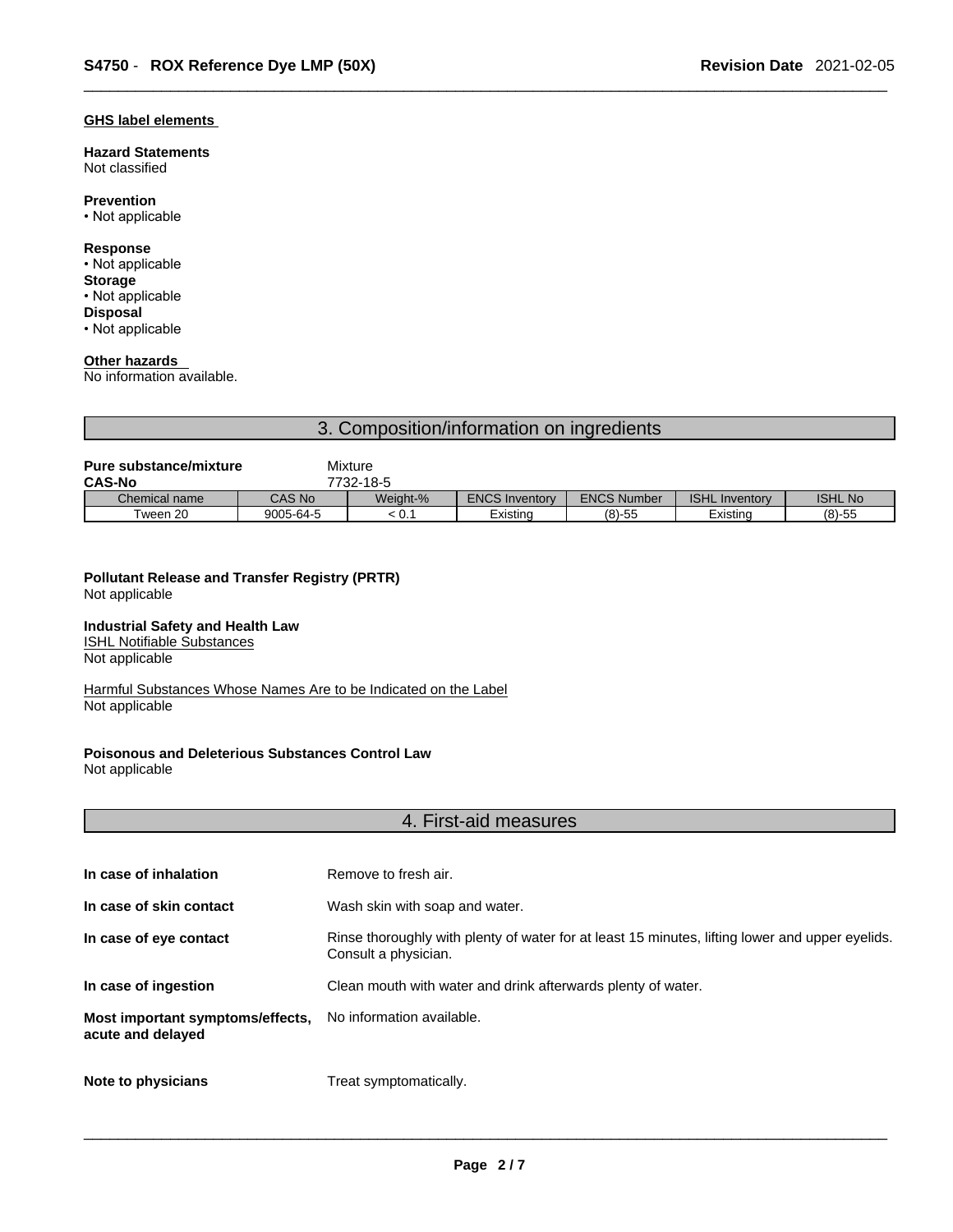**GHS label elements**

**Hazard Statements**
Not classified

**Prevention**
• Not applicable

**Response**
• Not applicable
**Storage**
• Not applicable
**Disposal**
• Not applicable

**Other hazards**
No information available.

## 3. Composition/information on ingredients

**Pure substance/mixture** Mixture
**CAS-No** 7732-18-5

| Chemical name | CAS No | Weight-% | ENCS Inventory | ENCS Number | ISHL Inventory | ISHL No |
|---|---|---|---|---|---|---|
| Tween 20 | 9005-64-5 | < 0.1 | Existing | (8)-55 | Existing | (8)-55 |

**Pollutant Release and Transfer Registry (PRTR)**
Not applicable

**Industrial Safety and Health Law**
ISHL Notifiable Substances
Not applicable

Harmful Substances Whose Names Are to be Indicated on the Label
Not applicable

**Poisonous and Deleterious Substances Control Law**
Not applicable

## 4. First-aid measures

**In case of inhalation** Remove to fresh air.

**In case of skin contact** Wash skin with soap and water.

**In case of eye contact** Rinse thoroughly with plenty of water for at least 15 minutes, lifting lower and upper eyelids. Consult a physician.

**In case of ingestion** Clean mouth with water and drink afterwards plenty of water.

**Most important symptoms/effects, acute and delayed** No information available.

**Note to physicians** Treat symptomatically.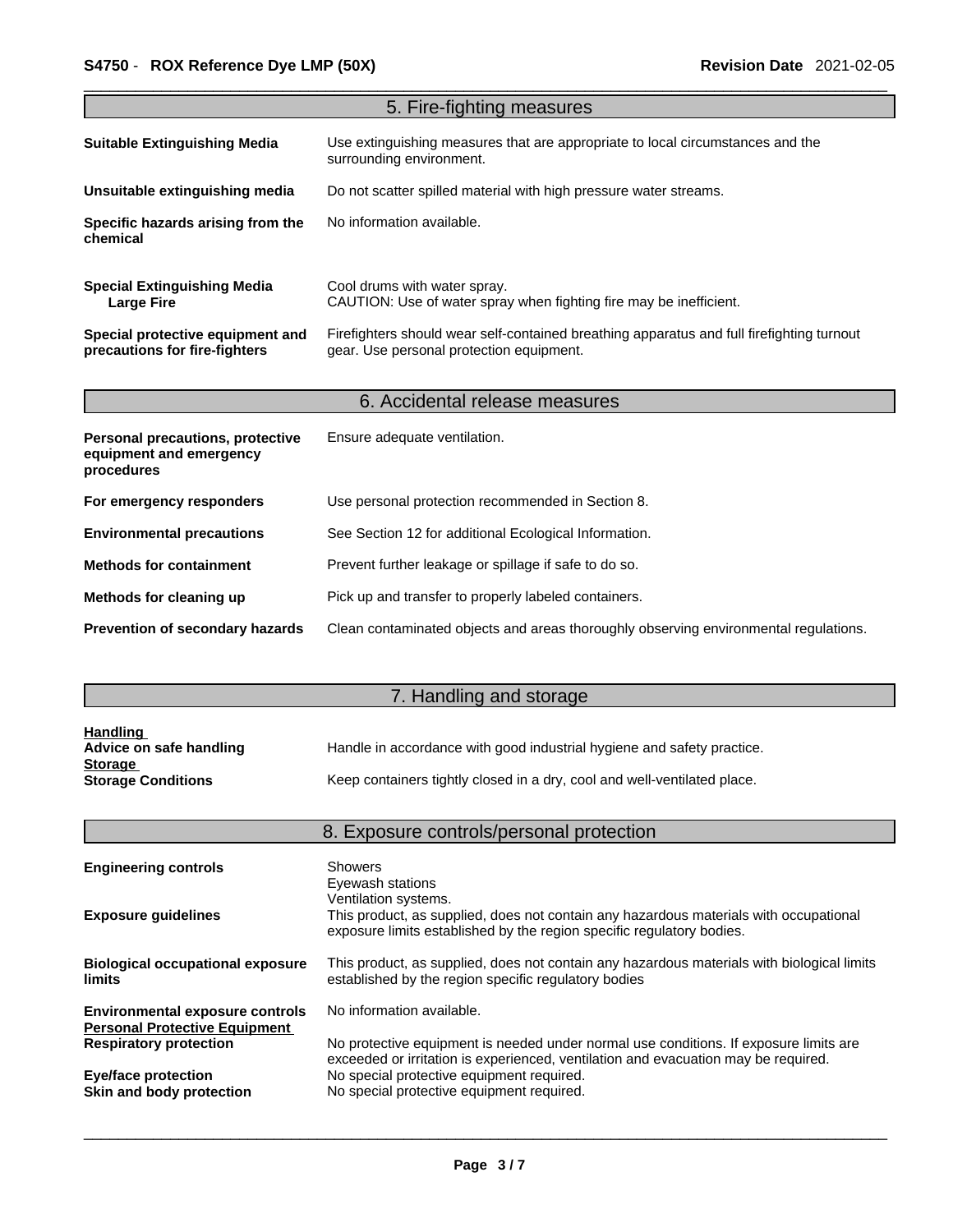## 5. Fire-fighting measures

| | |
|---|---|
| **Suitable Extinguishing Media** | Use extinguishing measures that are appropriate to local circumstances and the surrounding environment. |
| **Unsuitable extinguishing media** | Do not scatter spilled material with high pressure water streams. |
| **Specific hazards arising from the chemical** | No information available. |
| **Special Extinguishing Media**<br>**Large Fire** | Cool drums with water spray.<br>CAUTION: Use of water spray when fighting fire may be inefficient. |
| **Special protective equipment and precautions for fire-fighters** | Firefighters should wear self-contained breathing apparatus and full firefighting turnout gear. Use personal protection equipment. |

## 6. Accidental release measures

| | |
|---|---|
| **Personal precautions, protective equipment and emergency procedures** | Ensure adequate ventilation. |
| **For emergency responders** | Use personal protection recommended in Section 8. |
| **Environmental precautions** | See Section 12 for additional Ecological Information. |
| **Methods for containment** | Prevent further leakage or spillage if safe to do so. |
| **Methods for cleaning up** | Pick up and transfer to properly labeled containers. |
| **Prevention of secondary hazards** | Clean contaminated objects and areas thoroughly observing environmental regulations. |

## 7. Handling and storage

**Handling**

| | |
|---|---|
| **Advice on safe handling** | Handle in accordance with good industrial hygiene and safety practice. |

**Storage**

| | |
|---|---|
| **Storage Conditions** | Keep containers tightly closed in a dry, cool and well-ventilated place. |

## 8. Exposure controls/personal protection

| | |
|---|---|
| **Engineering controls** | Showers<br>Eyewash stations<br>Ventilation systems. |
| **Exposure guidelines** | This product, as supplied, does not contain any hazardous materials with occupational exposure limits established by the region specific regulatory bodies. |
| **Biological occupational exposure limits** | This product, as supplied, does not contain any hazardous materials with biological limits established by the region specific regulatory bodies |
| **Environmental exposure controls** | No information available. |

**Personal Protective Equipment**

| | |
|---|---|
| **Respiratory protection** | No protective equipment is needed under normal use conditions. If exposure limits are exceeded or irritation is experienced, ventilation and evacuation may be required. |
| **Eye/face protection** | No special protective equipment required. |
| **Skin and body protection** | No special protective equipment required. |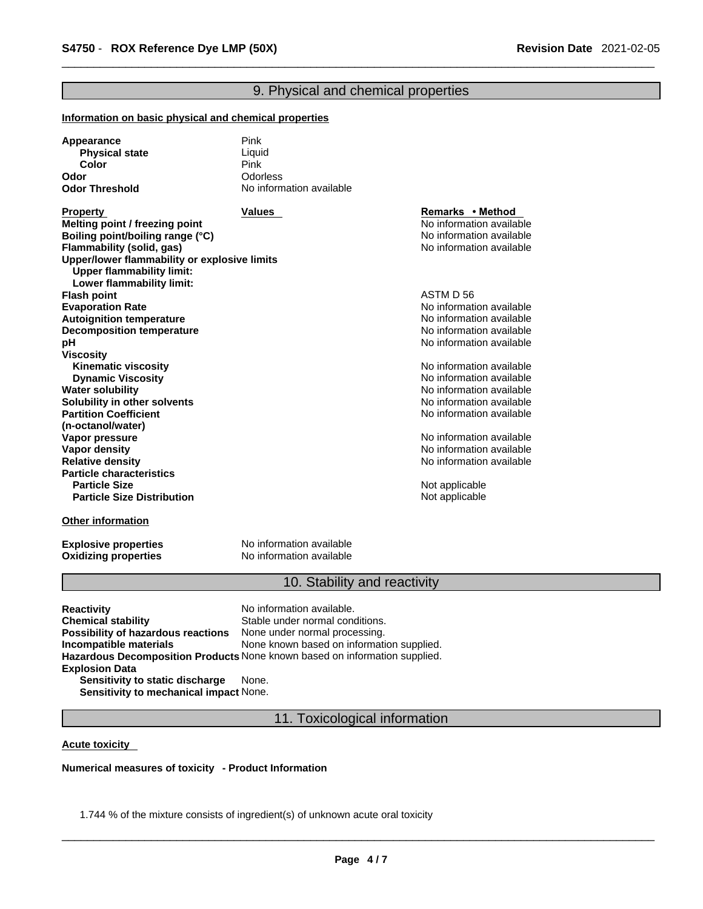## 9. Physical and chemical properties

**Information on basic physical and chemical properties**

| | |
|---|---|
| **Appearance** | Pink |
| **Physical state** | Liquid |
| **Color** | Pink |
| **Odor** | Odorless |
| **Odor Threshold** | No information available |

| Property | Values | Remarks • Method |
|---|---|---|
| **Melting point / freezing point** | | No information available |
| **Boiling point/boiling range (°C)** | | No information available |
| **Flammability (solid, gas)** | | No information available |
| **Upper/lower flammability or explosive limits** | | |
| **Upper flammability limit:** | | |
| **Lower flammability limit:** | | |
| **Flash point** | | ASTM D 56 |
| **Evaporation Rate** | | No information available |
| **Autoignition temperature** | | No information available |
| **Decomposition temperature** | | No information available |
| **pH** | | No information available |
| **Viscosity** | | |
| **Kinematic viscosity** | | No information available |
| **Dynamic Viscosity** | | No information available |
| **Water solubility** | | No information available |
| **Solubility in other solvents** | | No information available |
| **Partition Coefficient (n-octanol/water)** | | No information available |
| **Vapor pressure** | | No information available |
| **Vapor density** | | No information available |
| **Relative density** | | No information available |
| **Particle characteristics** | | |
| **Particle Size** | | Not applicable |
| **Particle Size Distribution** | | Not applicable |

**Other information**

| | |
|---|---|
| **Explosive properties** | No information available |
| **Oxidizing properties** | No information available |

## 10. Stability and reactivity

| | |
|---|---|
| **Reactivity** | No information available. |
| **Chemical stability** | Stable under normal conditions. |
| **Possibility of hazardous reactions** | None under normal processing. |
| **Incompatible materials** | None known based on information supplied. |
| **Hazardous Decomposition Products** | None known based on information supplied. |
| **Explosion Data** | |
| **Sensitivity to static discharge** | None. |
| **Sensitivity to mechanical impact** | None. |

## 11. Toxicological information

**Acute toxicity**

**Numerical measures of toxicity - Product Information**

1.744 % of the mixture consists of ingredient(s) of unknown acute oral toxicity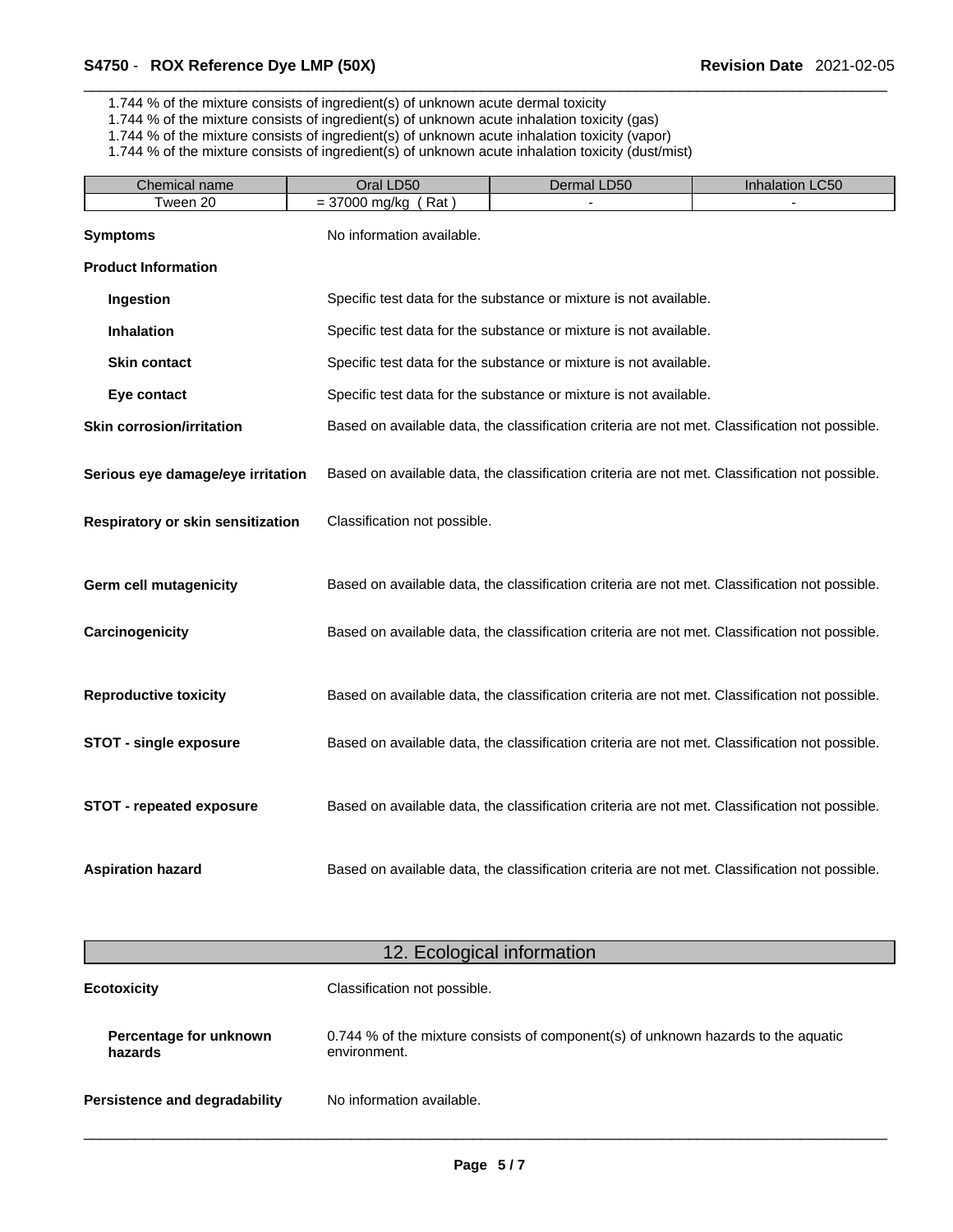1.744 % of the mixture consists of ingredient(s) of unknown acute dermal toxicity
1.744 % of the mixture consists of ingredient(s) of unknown acute inhalation toxicity (gas)
1.744 % of the mixture consists of ingredient(s) of unknown acute inhalation toxicity (vapor)
1.744 % of the mixture consists of ingredient(s) of unknown acute inhalation toxicity (dust/mist)

| Chemical name | Oral LD50 | Dermal LD50 | Inhalation LC50 |
|---|---|---|---|
| Tween 20 | = 37000 mg/kg ( Rat ) | - | - |

**Symptoms** No information available.

**Product Information**

**Ingestion** Specific test data for the substance or mixture is not available.

**Inhalation** Specific test data for the substance or mixture is not available.

**Skin contact** Specific test data for the substance or mixture is not available.

**Eye contact** Specific test data for the substance or mixture is not available.

**Skin corrosion/irritation** Based on available data, the classification criteria are not met. Classification not possible.

**Serious eye damage/eye irritation** Based on available data, the classification criteria are not met. Classification not possible.

**Respiratory or skin sensitization** Classification not possible.

**Germ cell mutagenicity** Based on available data, the classification criteria are not met. Classification not possible.

**Carcinogenicity** Based on available data, the classification criteria are not met. Classification not possible.

**Reproductive toxicity** Based on available data, the classification criteria are not met. Classification not possible.

**STOT - single exposure** Based on available data, the classification criteria are not met. Classification not possible.

**STOT - repeated exposure** Based on available data, the classification criteria are not met. Classification not possible.

**Aspiration hazard** Based on available data, the classification criteria are not met. Classification not possible.

## 12. Ecological information

**Ecotoxicity** Classification not possible.

**Percentage for unknown hazards** 0.744 % of the mixture consists of component(s) of unknown hazards to the aquatic environment.

**Persistence and degradability** No information available.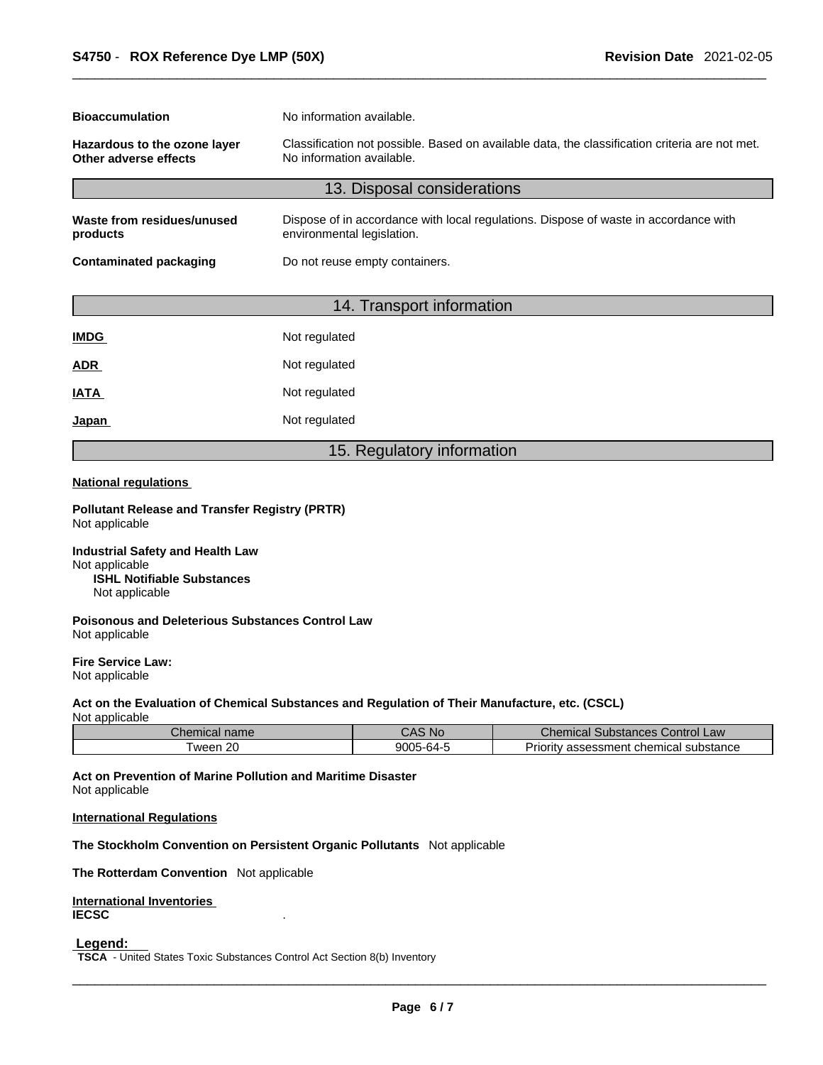**Bioaccumulation** No information available.

**Hazardous to the ozone layer** Classification not possible. Based on available data, the classification criteria are not met.

**Other adverse effects** No information available.

## 13. Disposal considerations

**Waste from residues/unused products** Dispose of in accordance with local regulations. Dispose of waste in accordance with environmental legislation.

**Contaminated packaging** Do not reuse empty containers.

## 14. Transport information

**IMDG** Not regulated

**ADR** Not regulated

**IATA** Not regulated

**Japan** Not regulated

## 15. Regulatory information

**National regulations**

**Pollutant Release and Transfer Registry (PRTR)**
Not applicable

**Industrial Safety and Health Law**
Not applicable

**ISHL Notifiable Substances**
Not applicable

**Poisonous and Deleterious Substances Control Law**
Not applicable

**Fire Service Law:**
Not applicable

**Act on the Evaluation of Chemical Substances and Regulation of Their Manufacture, etc. (CSCL)**
Not applicable

| Chemical name | CAS No | Chemical Substances Control Law |
|---|---|---|
| Tween 20 | 9005-64-5 | Priority assessment chemical substance |

**Act on Prevention of Marine Pollution and Maritime Disaster**
Not applicable

**International Regulations**

**The Stockholm Convention on Persistent Organic Pollutants** Not applicable

**The Rotterdam Convention** Not applicable

**International Inventories**
**IECSC** .

**Legend:**
**TSCA** - United States Toxic Substances Control Act Section 8(b) Inventory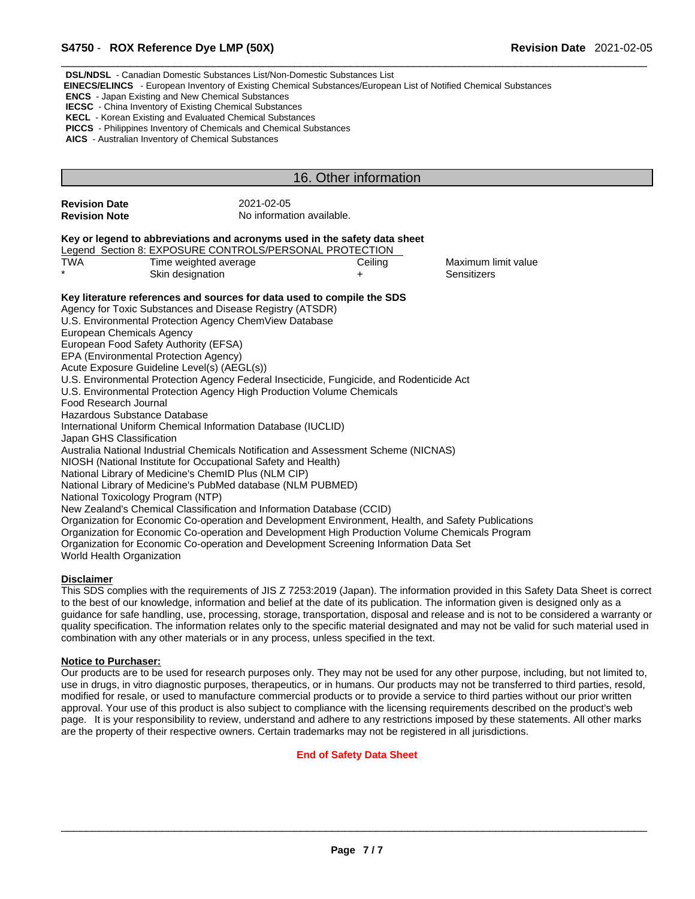**DSL/NDSL** - Canadian Domestic Substances List/Non-Domestic Substances List
**EINECS/ELINCS** - European Inventory of Existing Chemical Substances/European List of Notified Chemical Substances
**ENCS** - Japan Existing and New Chemical Substances
**IECSC** - China Inventory of Existing Chemical Substances
**KECL** - Korean Existing and Evaluated Chemical Substances
**PICCS** - Philippines Inventory of Chemicals and Chemical Substances
**AICS** - Australian Inventory of Chemical Substances

## 16. Other information

| | |
|---|---|
| **Revision Date** | 2021-02-05 |
| **Revision Note** | No information available. |

**Key or legend to abbreviations and acronyms used in the safety data sheet**

Legend Section 8: EXPOSURE CONTROLS/PERSONAL PROTECTION

| | | | |
|---|---|---|---|
| TWA | Time weighted average | Ceiling | Maximum limit value |
| * | Skin designation | + | Sensitizers |

**Key literature references and sources for data used to compile the SDS**

Agency for Toxic Substances and Disease Registry (ATSDR)
U.S. Environmental Protection Agency ChemView Database
European Chemicals Agency
European Food Safety Authority (EFSA)
EPA (Environmental Protection Agency)
Acute Exposure Guideline Level(s) (AEGL(s))
U.S. Environmental Protection Agency Federal Insecticide, Fungicide, and Rodenticide Act
U.S. Environmental Protection Agency High Production Volume Chemicals
Food Research Journal
Hazardous Substance Database
International Uniform Chemical Information Database (IUCLID)
Japan GHS Classification
Australia National Industrial Chemicals Notification and Assessment Scheme (NICNAS)
NIOSH (National Institute for Occupational Safety and Health)
National Library of Medicine's ChemID Plus (NLM CIP)
National Library of Medicine's PubMed database (NLM PUBMED)
National Toxicology Program (NTP)
New Zealand's Chemical Classification and Information Database (CCID)
Organization for Economic Co-operation and Development Environment, Health, and Safety Publications
Organization for Economic Co-operation and Development High Production Volume Chemicals Program
Organization for Economic Co-operation and Development Screening Information Data Set
World Health Organization

**Disclaimer**

This SDS complies with the requirements of JIS Z 7253:2019 (Japan). The information provided in this Safety Data Sheet is correct to the best of our knowledge, information and belief at the date of its publication. The information given is designed only as a guidance for safe handling, use, processing, storage, transportation, disposal and release and is not to be considered a warranty or quality specification. The information relates only to the specific material designated and may not be valid for such material used in combination with any other materials or in any process, unless specified in the text.

**Notice to Purchaser:**

Our products are to be used for research purposes only. They may not be used for any other purpose, including, but not limited to, use in drugs, in vitro diagnostic purposes, therapeutics, or in humans. Our products may not be transferred to third parties, resold, modified for resale, or used to manufacture commercial products or to provide a service to third parties without our prior written approval. Your use of this product is also subject to compliance with the licensing requirements described on the product's web page. It is your responsibility to review, understand and adhere to any restrictions imposed by these statements. All other marks are the property of their respective owners. Certain trademarks may not be registered in all jurisdictions.

**End of Safety Data Sheet**